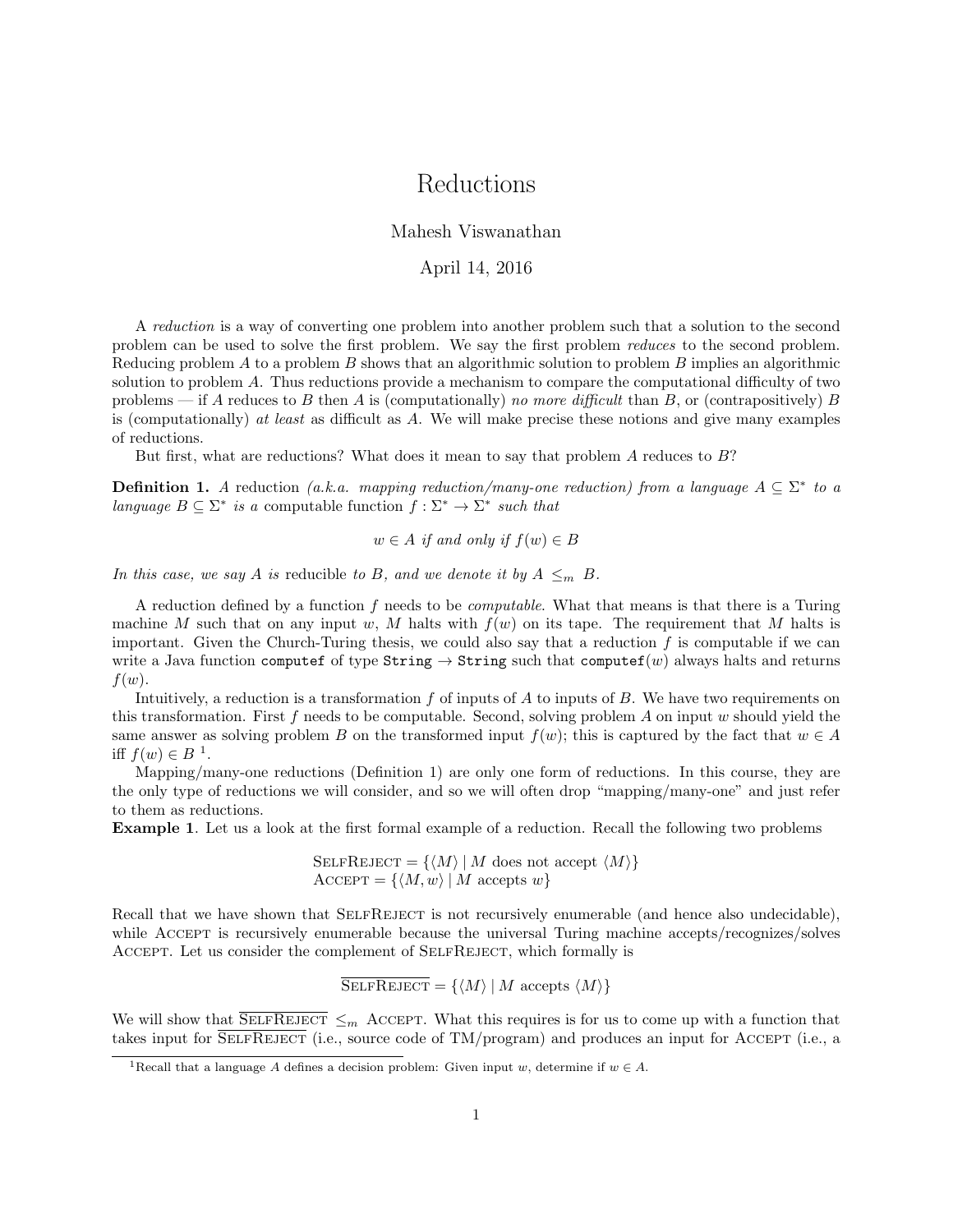# Reductions

Mahesh Viswanathan

April 14, 2016

A *reduction* is a way of converting one problem into another problem such that a solution to the second problem can be used to solve the first problem. We say the first problem *reduces* to the second problem. Reducing problem $A$ to a problem $B$ shows that an algorithmic solution to problem $B$ implies an algorithmic solution to problem $A$. Thus reductions provide a mechanism to compare the computational difficulty of two problems — if $A$ reduces to $B$ then $A$ is (computationally) *no more difficult* than $B$, or (contrapositively) $B$ is (computationally) *at least* as difficult as $A$. We will make precise these notions and give many examples of reductions.

But first, what are reductions? What does it mean to say that problem $A$ reduces to $B$?

**Definition 1.** *A* reduction *(a.k.a. mapping reduction/many-one reduction) from a language $A \subseteq \Sigma^*$ to a language $B \subseteq \Sigma^*$ is a* computable function $f : \Sigma^* \rightarrow \Sigma^*$ *such that*

$$w \in A \text{ if and only if } f(w) \in B$$

*In this case, we say $A$ is* reducible *to $B$, and we denote it by $A \leq_m B$.*

A reduction defined by a function $f$ needs to be *computable*. What that means is that there is a Turing machine $M$ such that on any input $w$, $M$ halts with $f(w)$ on its tape. The requirement that $M$ halts is important. Given the Church-Turing thesis, we could also say that a reduction $f$ is computable if we can write a Java function `computef` of type `String` $\rightarrow$ `String` such that `computef`$(w)$ always halts and returns $f(w)$.

Intuitively, a reduction is a transformation $f$ of inputs of $A$ to inputs of $B$. We have two requirements on this transformation. First $f$ needs to be computable. Second, solving problem $A$ on input $w$ should yield the same answer as solving problem $B$ on the transformed input $f(w)$; this is captured by the fact that $w \in A$ iff $f(w) \in B$ [1].

Mapping/many-one reductions (Definition 1) are only one form of reductions. In this course, they are the only type of reductions we will consider, and so we will often drop "mapping/many-one" and just refer to them as reductions.

**Example 1**. Let us a look at the first formal example of a reduction. Recall the following two problems

$$\begin{aligned} \text{SELFREJECT} &= \{\langle M \rangle \mid M \text{ does not accept } \langle M \rangle\} \\ \text{ACCEPT} &= \{\langle M, w \rangle \mid M \text{ accepts } w\} \end{aligned}$$

Recall that we have shown that SELFREJECT is not recursively enumerable (and hence also undecidable), while ACCEPT is recursively enumerable because the universal Turing machine accepts/recognizes/solves ACCEPT. Let us consider the complement of SELFREJECT, which formally is

$$\overline{\text{SELFREJECT}} = \{\langle M \rangle \mid M \text{ accepts } \langle M \rangle\}$$

We will show that $\overline{\text{SELFREJECT}} \leq_m$ ACCEPT. What this requires is for us to come up with a function that takes input for $\overline{\text{SELFREJECT}}$ (i.e., source code of TM/program) and produces an input for ACCEPT (i.e., a

[1] Recall that a language $A$ defines a decision problem: Given input $w$, determine if $w \in A$.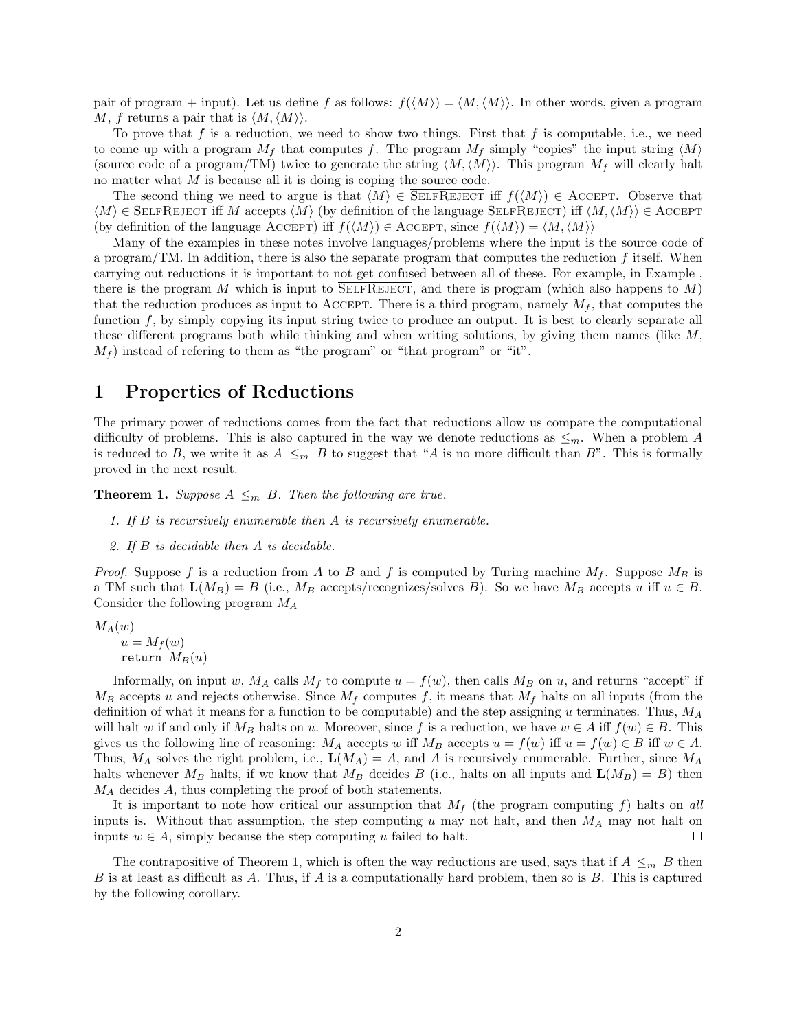pair of program + input). Let us define $f$ as follows: $f(\langle M \rangle) = \langle M, \langle M \rangle \rangle$. In other words, given a program $M$, $f$ returns a pair that is $\langle M, \langle M \rangle \rangle$.

To prove that $f$ is a reduction, we need to show two things. First that $f$ is computable, i.e., we need to come up with a program $M_f$ that computes $f$. The program $M_f$ simply "copies" the input string $\langle M \rangle$ (source code of a program/TM) twice to generate the string $\langle M, \langle M \rangle \rangle$. This program $M_f$ will clearly halt no matter what $M$ is because all it is doing is coping the source code.

The second thing we need to argue is that $\langle M \rangle \in \overline{\text{SelfReject}}$ iff $f(\langle M \rangle) \in \text{Accept}$. Observe that $\langle M \rangle \in \overline{\text{SelfReject}}$ iff $M$ accepts $\langle M \rangle$ (by definition of the language $\overline{\text{SelfReject}}$) iff $\langle M, \langle M \rangle \rangle \in \text{Accept}$ (by definition of the language Accept) iff $f(\langle M \rangle) \in \text{Accept}$, since $f(\langle M \rangle) = \langle M, \langle M \rangle \rangle$

Many of the examples in these notes involve languages/problems where the input is the source code of a program/TM. In addition, there is also the separate program that computes the reduction $f$ itself. When carrying out reductions it is important to not get confused between all of these. For example, in Example , there is the program $M$ which is input to $\overline{\text{SelfReject}}$, and there is program (which also happens to $M$) that the reduction produces as input to Accept. There is a third program, namely $M_f$, that computes the function $f$, by simply copying its input string twice to produce an output. It is best to clearly separate all these different programs both while thinking and when writing solutions, by giving them names (like $M$, $M_f$) instead of refering to them as "the program" or "that program" or "it".

# 1 Properties of Reductions

The primary power of reductions comes from the fact that reductions allow us compare the computational difficulty of problems. This is also captured in the way we denote reductions as $\leq_m$. When a problem $A$ is reduced to $B$, we write it as $A \leq_m B$ to suggest that "$A$ is no more difficult than $B$". This is formally proved in the next result.

**Theorem 1.** *Suppose $A \leq_m B$. Then the following are true.*

1. *If $B$ is recursively enumerable then $A$ is recursively enumerable.*
2. *If $B$ is decidable then $A$ is decidable.*

*Proof.* Suppose $f$ is a reduction from $A$ to $B$ and $f$ is computed by Turing machine $M_f$. Suppose $M_B$ is a TM such that $\mathbf{L}(M_B) = B$ (i.e., $M_B$ accepts/recognizes/solves $B$). So we have $M_B$ accepts $u$ iff $u \in B$. Consider the following program $M_A$

```
M_A(w)
    u = M_f(w)
    return M_B(u)
```

Informally, on input $w$, $M_A$ calls $M_f$ to compute $u = f(w)$, then calls $M_B$ on $u$, and returns "accept" if $M_B$ accepts $u$ and rejects otherwise. Since $M_f$ computes $f$, it means that $M_f$ halts on all inputs (from the definition of what it means for a function to be computable) and the step assigning $u$ terminates. Thus, $M_A$ will halt $w$ if and only if $M_B$ halts on $u$. Moreover, since $f$ is a reduction, we have $w \in A$ iff $f(w) \in B$. This gives us the following line of reasoning: $M_A$ accepts $w$ iff $M_B$ accepts $u = f(w)$ iff $u = f(w) \in B$ iff $w \in A$. Thus, $M_A$ solves the right problem, i.e., $\mathbf{L}(M_A) = A$, and $A$ is recursively enumerable. Further, since $M_A$ halts whenever $M_B$ halts, if we know that $M_B$ decides $B$ (i.e., halts on all inputs and $\mathbf{L}(M_B) = B$) then $M_A$ decides $A$, thus completing the proof of both statements.

It is important to note how critical our assumption that $M_f$ (the program computing $f$) halts on *all* inputs is. Without that assumption, the step computing $u$ may not halt, and then $M_A$ may not halt on inputs $w \in A$, simply because the step computing $u$ failed to halt. $\square$

The contrapositive of Theorem 1, which is often the way reductions are used, says that if $A \leq_m B$ then $B$ is at least as difficult as $A$. Thus, if $A$ is a computationally hard problem, then so is $B$. This is captured by the following corollary.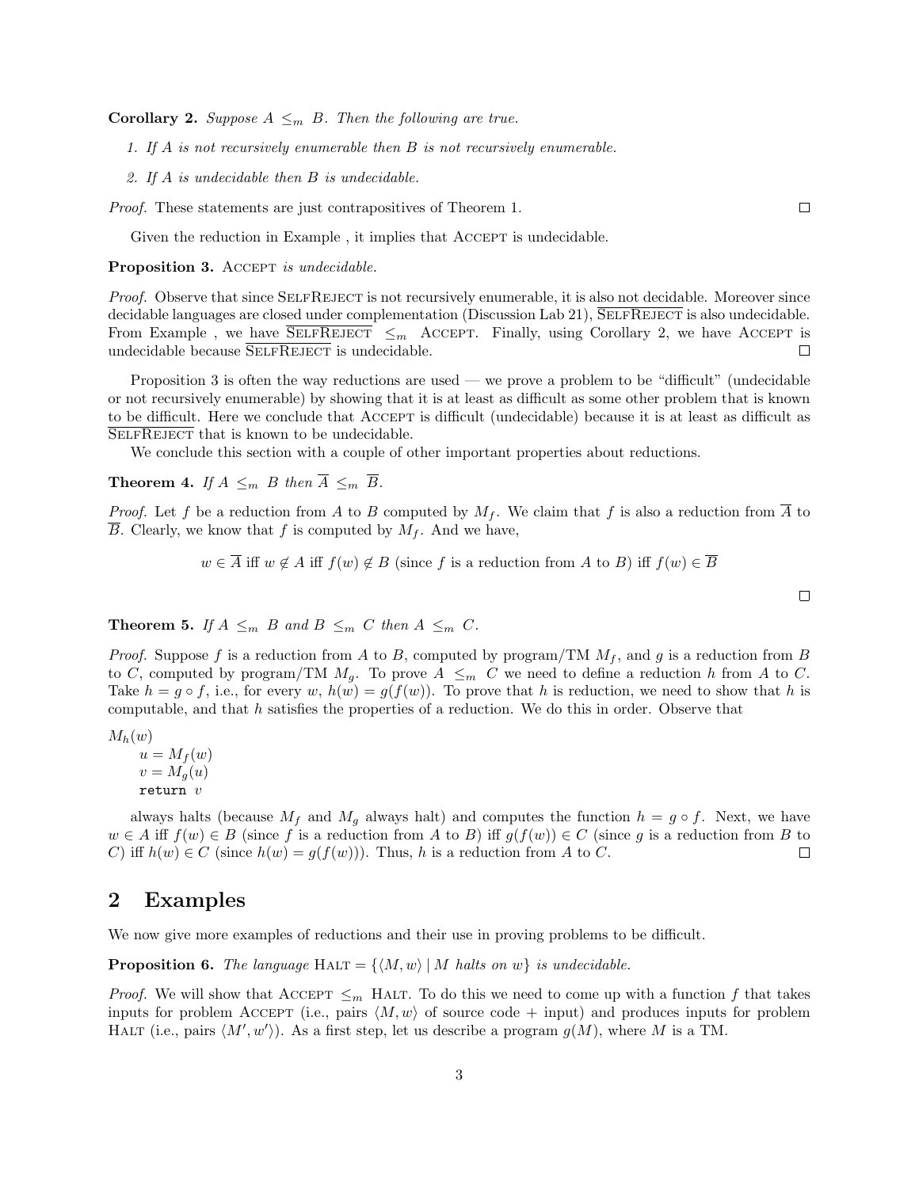**Corollary 2.** *Suppose $A \leq_m B$. Then the following are true.*

1. *If $A$ is not recursively enumerable then $B$ is not recursively enumerable.*
2. *If $A$ is undecidable then $B$ is undecidable.*

*Proof.* These statements are just contrapositives of Theorem 1. ◻

Given the reduction in Example , it implies that Accept is undecidable.

**Proposition 3.** Accept *is undecidable.*

*Proof.* Observe that since SelfReject is not recursively enumerable, it is also not decidable. Moreover since decidable languages are closed under complementation (Discussion Lab 21), $\overline{\text{SelfReject}}$ is also undecidable. From Example , we have $\overline{\text{SelfReject}} \leq_m$ Accept. Finally, using Corollary 2, we have Accept is undecidable because $\overline{\text{SelfReject}}$ is undecidable. ◻

Proposition 3 is often the way reductions are used — we prove a problem to be "difficult" (undecidable or not recursively enumerable) by showing that it is at least as difficult as some other problem that is known to be difficult. Here we conclude that Accept is difficult (undecidable) because it is at least as difficult as $\overline{\text{SelfReject}}$ that is known to be undecidable.

We conclude this section with a couple of other important properties about reductions.

**Theorem 4.** *If $A \leq_m B$ then $\overline{A} \leq_m \overline{B}$.*

*Proof.* Let $f$ be a reduction from $A$ to $B$ computed by $M_f$. We claim that $f$ is also a reduction from $\overline{A}$ to $\overline{B}$. Clearly, we know that $f$ is computed by $M_f$. And we have,

$$w \in \overline{A} \text{ iff } w \notin A \text{ iff } f(w) \notin B \text{ (since } f \text{ is a reduction from } A \text{ to } B\text{) iff } f(w) \in \overline{B}$$

◻

**Theorem 5.** *If $A \leq_m B$ and $B \leq_m C$ then $A \leq_m C$.*

*Proof.* Suppose $f$ is a reduction from $A$ to $B$, computed by program/TM $M_f$, and $g$ is a reduction from $B$ to $C$, computed by program/TM $M_g$. To prove $A \leq_m C$ we need to define a reduction $h$ from $A$ to $C$. Take $h = g \circ f$, i.e., for every $w$, $h(w) = g(f(w))$. To prove that $h$ is reduction, we need to show that $h$ is computable, and that $h$ satisfies the properties of a reduction. We do this in order. Observe that

```
M_h(w)
    u = M_f(w)
    v = M_g(u)
    return v
```

always halts (because $M_f$ and $M_g$ always halt) and computes the function $h = g \circ f$. Next, we have $w \in A$ iff $f(w) \in B$ (since $f$ is a reduction from $A$ to $B$) iff $g(f(w)) \in C$ (since $g$ is a reduction from $B$ to $C$) iff $h(w) \in C$ (since $h(w) = g(f(w))$). Thus, $h$ is a reduction from $A$ to $C$. ◻

## 2 Examples

We now give more examples of reductions and their use in proving problems to be difficult.

**Proposition 6.** *The language* Halt $= \{\langle M, w\rangle \mid M \text{ halts on } w\}$ *is undecidable.*

*Proof.* We will show that Accept $\leq_m$ Halt. To do this we need to come up with a function $f$ that takes inputs for problem Accept (i.e., pairs $\langle M, w\rangle$ of source code + input) and produces inputs for problem Halt (i.e., pairs $\langle M', w'\rangle$). As a first step, let us describe a program $g(M)$, where $M$ is a TM.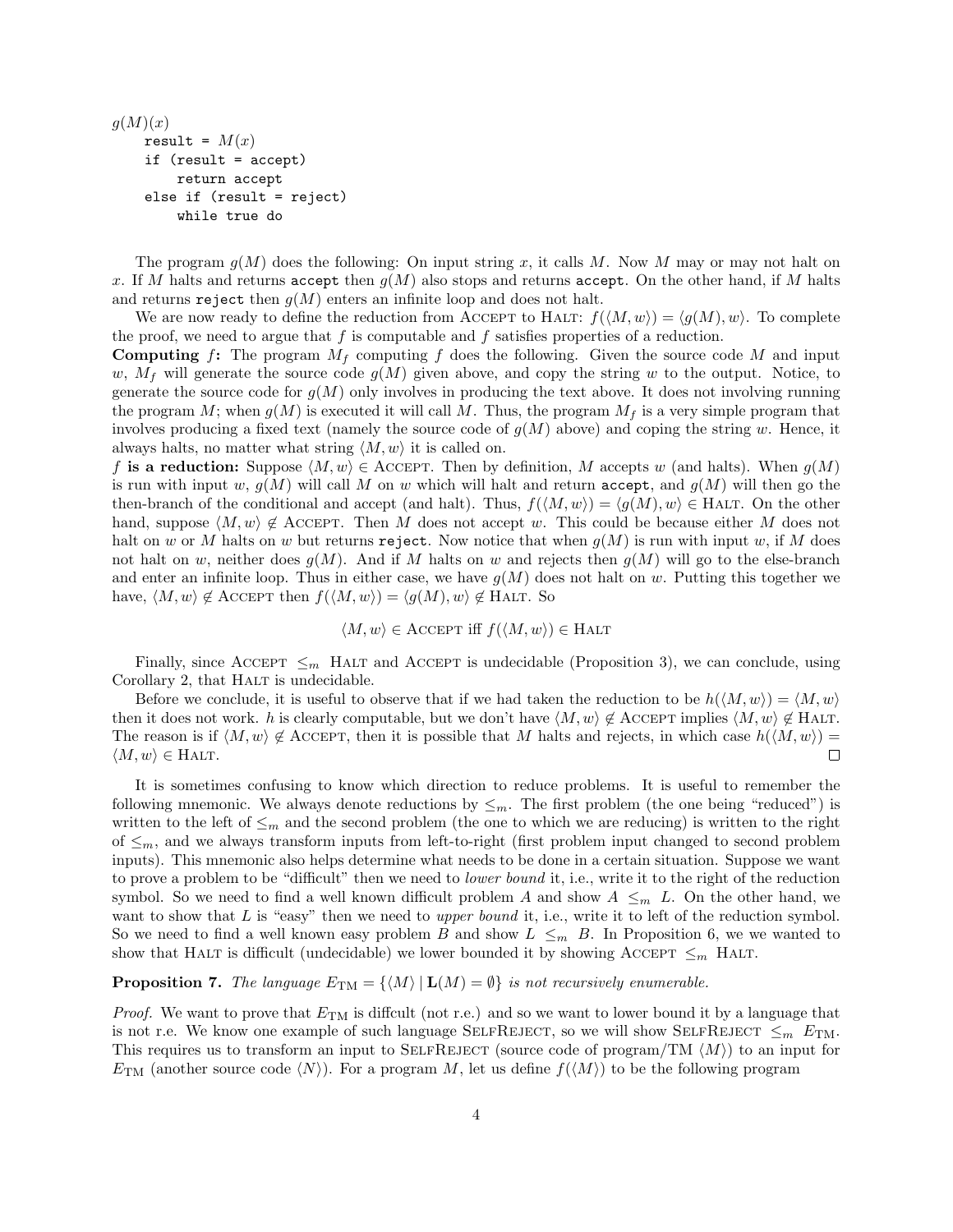```
g(M)(x)
    result = M(x)
    if (result = accept)
        return accept
    else if (result = reject)
        while true do
```

The program $g(M)$ does the following: On input string $x$, it calls $M$. Now $M$ may or may not halt on $x$. If $M$ halts and returns `accept` then $g(M)$ also stops and returns `accept`. On the other hand, if $M$ halts and returns `reject` then $g(M)$ enters an infinite loop and does not halt.

We are now ready to define the reduction from ACCEPT to HALT: $f(\langle M, w\rangle) = \langle g(M), w\rangle$. To complete the proof, we need to argue that $f$ is computable and $f$ satisfies properties of a reduction.

**Computing $f$:** The program $M_f$ computing $f$ does the following. Given the source code $M$ and input $w$, $M_f$ will generate the source code $g(M)$ given above, and copy the string $w$ to the output. Notice, to generate the source code for $g(M)$ only involves in producing the text above. It does not involving running the program $M$; when $g(M)$ is executed it will call $M$. Thus, the program $M_f$ is a very simple program that involves producing a fixed text (namely the source code of $g(M)$ above) and coping the string $w$. Hence, it always halts, no matter what string $\langle M, w\rangle$ it is called on.

**$f$ is a reduction:** Suppose $\langle M, w\rangle \in$ ACCEPT. Then by definition, $M$ accepts $w$ (and halts). When $g(M)$ is run with input $w$, $g(M)$ will call $M$ on $w$ which will halt and return `accept`, and $g(M)$ will then go the then-branch of the conditional and accept (and halt). Thus, $f(\langle M, w\rangle) = \langle g(M), w\rangle \in$ HALT. On the other hand, suppose $\langle M, w\rangle \notin$ ACCEPT. Then $M$ does not accept $w$. This could be because either $M$ does not halt on $w$ or $M$ halts on $w$ but returns `reject`. Now notice that when $g(M)$ is run with input $w$, if $M$ does not halt on $w$, neither does $g(M)$. And if $M$ halts on $w$ and rejects then $g(M)$ will go to the else-branch and enter an infinite loop. Thus in either case, we have $g(M)$ does not halt on $w$. Putting this together we have, $\langle M, w\rangle \notin$ ACCEPT then $f(\langle M, w\rangle) = \langle g(M), w\rangle \notin$ HALT. So

$$\langle M, w\rangle \in \text{ACCEPT iff } f(\langle M, w\rangle) \in \text{HALT}$$

Finally, since ACCEPT $\leq_m$ HALT and ACCEPT is undecidable (Proposition 3), we can conclude, using Corollary 2, that HALT is undecidable.

Before we conclude, it is useful to observe that if we had taken the reduction to be $h(\langle M, w\rangle) = \langle M, w\rangle$ then it does not work. $h$ is clearly computable, but we don't have $\langle M, w\rangle \notin$ ACCEPT implies $\langle M, w\rangle \notin$ HALT. The reason is if $\langle M, w\rangle \notin$ ACCEPT, then it is possible that $M$ halts and rejects, in which case $h(\langle M, w\rangle) = \langle M, w\rangle \in$ HALT. □

It is sometimes confusing to know which direction to reduce problems. It is useful to remember the following mnemonic. We always denote reductions by $\leq_m$. The first problem (the one being "reduced") is written to the left of $\leq_m$ and the second problem (the one to which we are reducing) is written to the right of $\leq_m$, and we always transform inputs from left-to-right (first problem input changed to second problem inputs). This mnemonic also helps determine what needs to be done in a certain situation. Suppose we want to prove a problem to be "difficult" then we need to *lower bound* it, i.e., write it to the right of the reduction symbol. So we need to find a well known difficult problem $A$ and show $A \leq_m L$. On the other hand, we want to show that $L$ is "easy" then we need to *upper bound* it, i.e., write it to left of the reduction symbol. So we need to find a well known easy problem $B$ and show $L \leq_m B$. In Proposition 6, we we wanted to show that HALT is difficult (undecidable) we lower bounded it by showing ACCEPT $\leq_m$ HALT.

**Proposition 7.** *The language $E_{\text{TM}} = \{\langle M\rangle \mid \mathbf{L}(M) = \emptyset\}$ is not recursively enumerable.*

*Proof.* We want to prove that $E_{\text{TM}}$ is diffcult (not r.e.) and so we want to lower bound it by a language that is not r.e. We know one example of such language SELFREJECT, so we will show SELFREJECT $\leq_m E_{\text{TM}}$. This requires us to transform an input to SELFREJECT (source code of program/TM $\langle M\rangle$) to an input for $E_{\text{TM}}$ (another source code $\langle N\rangle$). For a program $M$, let us define $f(\langle M\rangle)$ to be the following program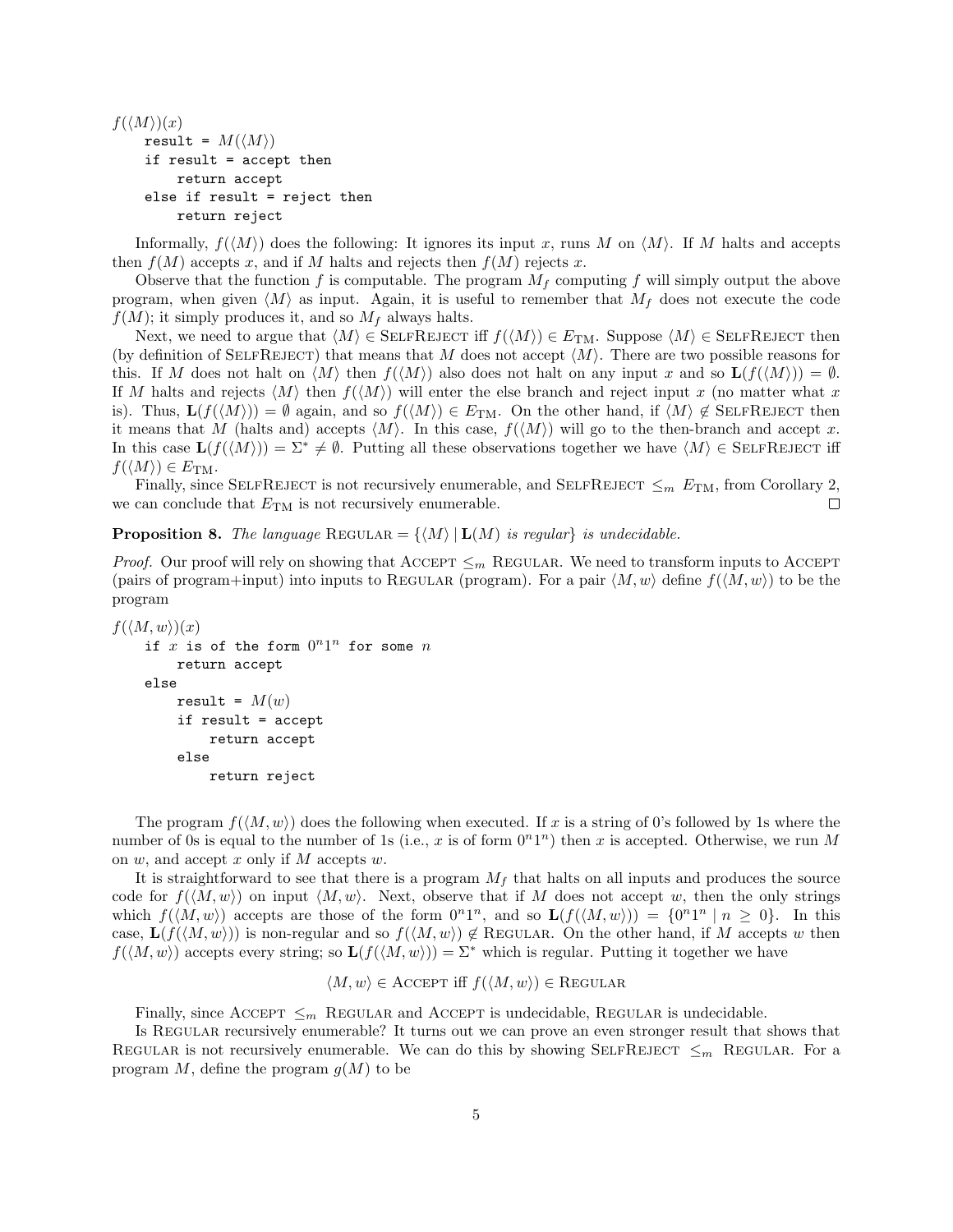```
f(⟨M⟩)(x)
    result = M(⟨M⟩)
    if result = accept then
        return accept
    else if result = reject then
        return reject
```

Informally, $f(\langle M\rangle)$ does the following: It ignores its input $x$, runs $M$ on $\langle M\rangle$. If $M$ halts and accepts then $f(M)$ accepts $x$, and if $M$ halts and rejects then $f(M)$ rejects $x$.

Observe that the function $f$ is computable. The program $M_f$ computing $f$ will simply output the above program, when given $\langle M\rangle$ as input. Again, it is useful to remember that $M_f$ does not execute the code $f(M)$; it simply produces it, and so $M_f$ always halts.

Next, we need to argue that $\langle M\rangle \in$ SelfReject iff $f(\langle M\rangle) \in E_{\text{TM}}$. Suppose $\langle M\rangle \in$ SelfReject then (by definition of SelfReject) that means that $M$ does not accept $\langle M\rangle$. There are two possible reasons for this. If $M$ does not halt on $\langle M\rangle$ then $f(\langle M\rangle)$ also does not halt on any input $x$ and so $\mathbf{L}(f(\langle M\rangle)) = \emptyset$. If $M$ halts and rejects $\langle M\rangle$ then $f(\langle M\rangle)$ will enter the else branch and reject input $x$ (no matter what $x$ is). Thus, $\mathbf{L}(f(\langle M\rangle)) = \emptyset$ again, and so $f(\langle M\rangle) \in E_{\text{TM}}$. On the other hand, if $\langle M\rangle \notin$ SelfReject then it means that $M$ (halts and) accepts $\langle M\rangle$. In this case, $f(\langle M\rangle)$ will go to the then-branch and accept $x$. In this case $\mathbf{L}(f(\langle M\rangle)) = \Sigma^* \neq \emptyset$. Putting all these observations together we have $\langle M\rangle \in$ SelfReject iff $f(\langle M\rangle) \in E_{\text{TM}}$.

Finally, since SelfReject is not recursively enumerable, and SelfReject $\leq_m E_{\text{TM}}$, from Corollary 2, we can conclude that $E_{\text{TM}}$ is not recursively enumerable. □

**Proposition 8.** *The language* Regular $= \{\langle M\rangle \mid \mathbf{L}(M)$ *is regular*$\}$ *is undecidable.*

*Proof.* Our proof will rely on showing that Accept $\leq_m$ Regular. We need to transform inputs to Accept (pairs of program+input) into inputs to Regular (program). For a pair $\langle M, w\rangle$ define $f(\langle M, w\rangle)$ to be the program

```
f(⟨M,w⟩)(x)
    if x is of the form 0^n 1^n for some n
        return accept
    else
        result = M(w)
        if result = accept
            return accept
        else
            return reject
```

The program $f(\langle M, w\rangle)$ does the following when executed. If $x$ is a string of 0's followed by 1s where the number of 0s is equal to the number of 1s (i.e., $x$ is of form $0^n1^n$) then $x$ is accepted. Otherwise, we run $M$ on $w$, and accept $x$ only if $M$ accepts $w$.

It is straightforward to see that there is a program $M_f$ that halts on all inputs and produces the source code for $f(\langle M, w\rangle)$ on input $\langle M, w\rangle$. Next, observe that if $M$ does not accept $w$, then the only strings which $f(\langle M, w\rangle)$ accepts are those of the form $0^n1^n$, and so $\mathbf{L}(f(\langle M, w\rangle)) = \{0^n1^n \mid n \geq 0\}$. In this case, $\mathbf{L}(f(\langle M, w\rangle))$ is non-regular and so $f(\langle M, w\rangle) \notin$ Regular. On the other hand, if $M$ accepts $w$ then $f(\langle M, w\rangle)$ accepts every string; so $\mathbf{L}(f(\langle M, w\rangle)) = \Sigma^*$ which is regular. Putting it together we have

$$\langle M, w\rangle \in \text{Accept iff } f(\langle M, w\rangle) \in \text{Regular}$$

Finally, since Accept $\leq_m$ Regular and Accept is undecidable, Regular is undecidable.

Is Regular recursively enumerable? It turns out we can prove an even stronger result that shows that Regular is not recursively enumerable. We can do this by showing SelfReject $\leq_m$ Regular. For a program $M$, define the program $g(M)$ to be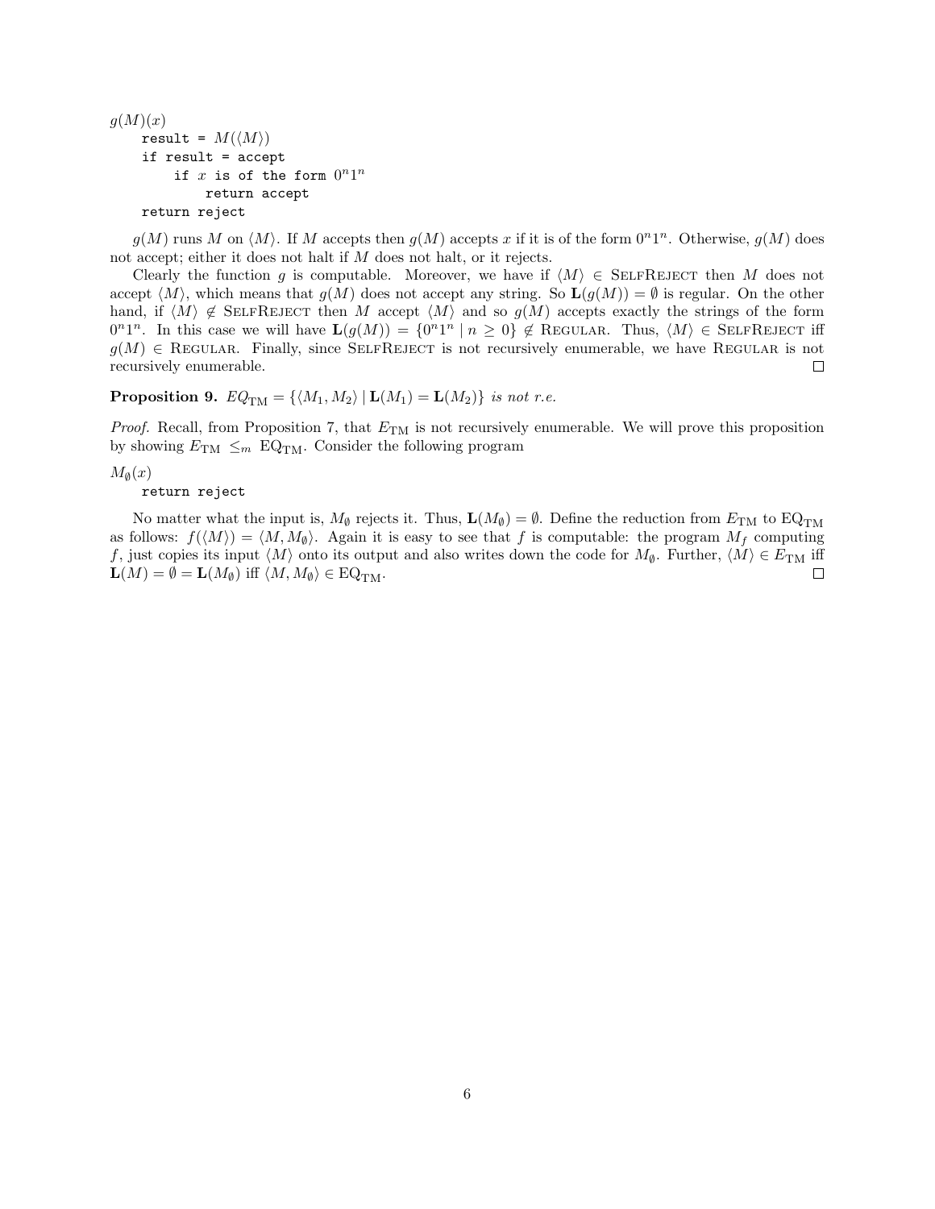$g(M)(x)$

```
result = M(⟨M⟩)
if result = accept
    if x is of the form 0^n 1^n
        return accept
return reject
```

$g(M)$ runs $M$ on $\langle M \rangle$. If $M$ accepts then $g(M)$ accepts $x$ if it is of the form $0^n1^n$. Otherwise, $g(M)$ does not accept; either it does not halt if $M$ does not halt, or it rejects.

Clearly the function $g$ is computable. Moreover, we have if $\langle M \rangle \in$ SelfReject then $M$ does not accept $\langle M \rangle$, which means that $g(M)$ does not accept any string. So $\mathbf{L}(g(M)) = \emptyset$ is regular. On the other hand, if $\langle M \rangle \notin$ SelfReject then $M$ accept $\langle M \rangle$ and so $g(M)$ accepts exactly the strings of the form $0^n1^n$. In this case we will have $\mathbf{L}(g(M)) = \{0^n1^n \mid n \geq 0\} \notin$ Regular. Thus, $\langle M \rangle \in$ SelfReject iff $g(M) \in$ Regular. Finally, since SelfReject is not recursively enumerable, we have Regular is not recursively enumerable. □

**Proposition 9.** *$EQ_{\text{TM}} = \{\langle M_1, M_2 \rangle \mid \mathbf{L}(M_1) = \mathbf{L}(M_2)\}$ is not r.e.*

*Proof.* Recall, from Proposition 7, that $E_{\text{TM}}$ is not recursively enumerable. We will prove this proposition by showing $E_{\text{TM}} \leq_m \text{EQ}_{\text{TM}}$. Consider the following program

$M_\emptyset(x)$

```
return reject
```

No matter what the input is, $M_\emptyset$ rejects it. Thus, $\mathbf{L}(M_\emptyset) = \emptyset$. Define the reduction from $E_{\text{TM}}$ to $\text{EQ}_{\text{TM}}$ as follows: $f(\langle M \rangle) = \langle M, M_\emptyset \rangle$. Again it is easy to see that $f$ is computable: the program $M_f$ computing $f$, just copies its input $\langle M \rangle$ onto its output and also writes down the code for $M_\emptyset$. Further, $\langle M \rangle \in E_{\text{TM}}$ iff $\mathbf{L}(M) = \emptyset = \mathbf{L}(M_\emptyset)$ iff $\langle M, M_\emptyset \rangle \in \text{EQ}_{\text{TM}}$. □